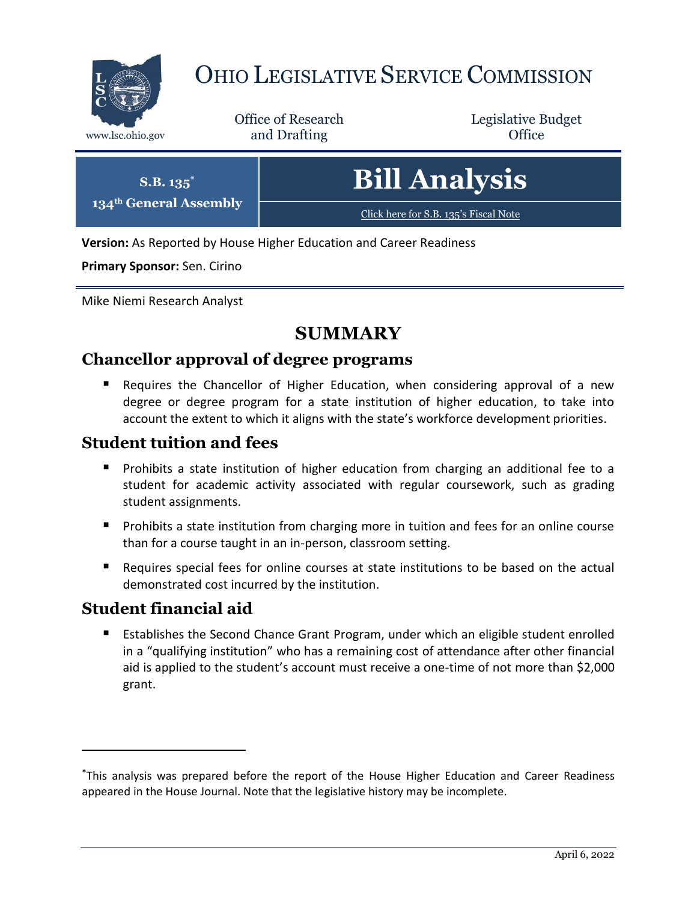# Ohio Legislative Service Commission

www.lsc.ohio.gov

Office of Research and Drafting

Legislative Budget Office

**S.B. 135***
**134th General Assembly**

# Bill Analysis

Click here for S.B. 135's Fiscal Note

**Version:** As Reported by House Higher Education and Career Readiness

**Primary Sponsor:** Sen. Cirino

Mike Niemi Research Analyst

## SUMMARY

### Chancellor approval of degree programs

- Requires the Chancellor of Higher Education, when considering approval of a new degree or degree program for a state institution of higher education, to take into account the extent to which it aligns with the state's workforce development priorities.

### Student tuition and fees

- Prohibits a state institution of higher education from charging an additional fee to a student for academic activity associated with regular coursework, such as grading student assignments.
- Prohibits a state institution from charging more in tuition and fees for an online course than for a course taught in an in-person, classroom setting.
- Requires special fees for online courses at state institutions to be based on the actual demonstrated cost incurred by the institution.

### Student financial aid

- Establishes the Second Chance Grant Program, under which an eligible student enrolled in a "qualifying institution" who has a remaining cost of attendance after other financial aid is applied to the student's account must receive a one-time of not more than $2,000 grant.

*This analysis was prepared before the report of the House Higher Education and Career Readiness appeared in the House Journal. Note that the legislative history may be incomplete.

April 6, 2022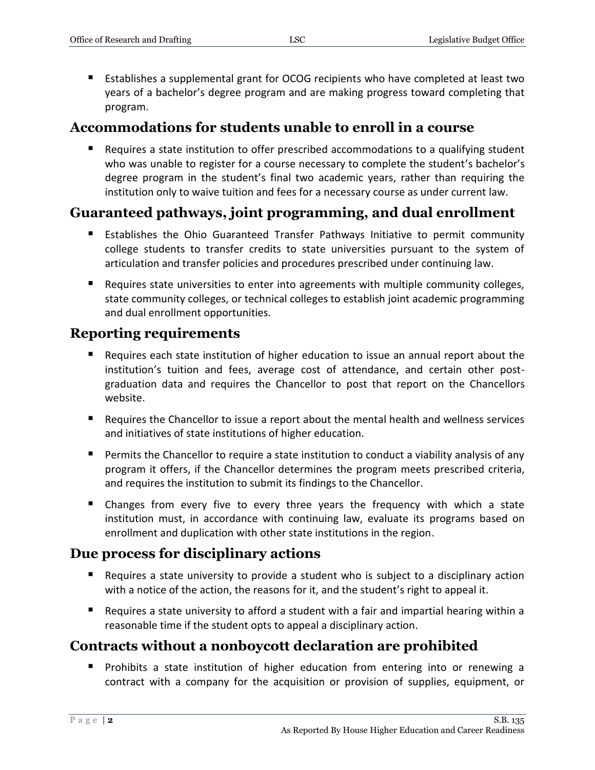- Establishes a supplemental grant for OCOG recipients who have completed at least two years of a bachelor's degree program and are making progress toward completing that program.

## Accommodations for students unable to enroll in a course

- Requires a state institution to offer prescribed accommodations to a qualifying student who was unable to register for a course necessary to complete the student's bachelor's degree program in the student's final two academic years, rather than requiring the institution only to waive tuition and fees for a necessary course as under current law.

## Guaranteed pathways, joint programming, and dual enrollment

- Establishes the Ohio Guaranteed Transfer Pathways Initiative to permit community college students to transfer credits to state universities pursuant to the system of articulation and transfer policies and procedures prescribed under continuing law.
- Requires state universities to enter into agreements with multiple community colleges, state community colleges, or technical colleges to establish joint academic programming and dual enrollment opportunities.

## Reporting requirements

- Requires each state institution of higher education to issue an annual report about the institution's tuition and fees, average cost of attendance, and certain other post-graduation data and requires the Chancellor to post that report on the Chancellors website.
- Requires the Chancellor to issue a report about the mental health and wellness services and initiatives of state institutions of higher education.
- Permits the Chancellor to require a state institution to conduct a viability analysis of any program it offers, if the Chancellor determines the program meets prescribed criteria, and requires the institution to submit its findings to the Chancellor.
- Changes from every five to every three years the frequency with which a state institution must, in accordance with continuing law, evaluate its programs based on enrollment and duplication with other state institutions in the region.

## Due process for disciplinary actions

- Requires a state university to provide a student who is subject to a disciplinary action with a notice of the action, the reasons for it, and the student's right to appeal it.
- Requires a state university to afford a student with a fair and impartial hearing within a reasonable time if the student opts to appeal a disciplinary action.

## Contracts without a nonboycott declaration are prohibited

- Prohibits a state institution of higher education from entering into or renewing a contract with a company for the acquisition or provision of supplies, equipment, or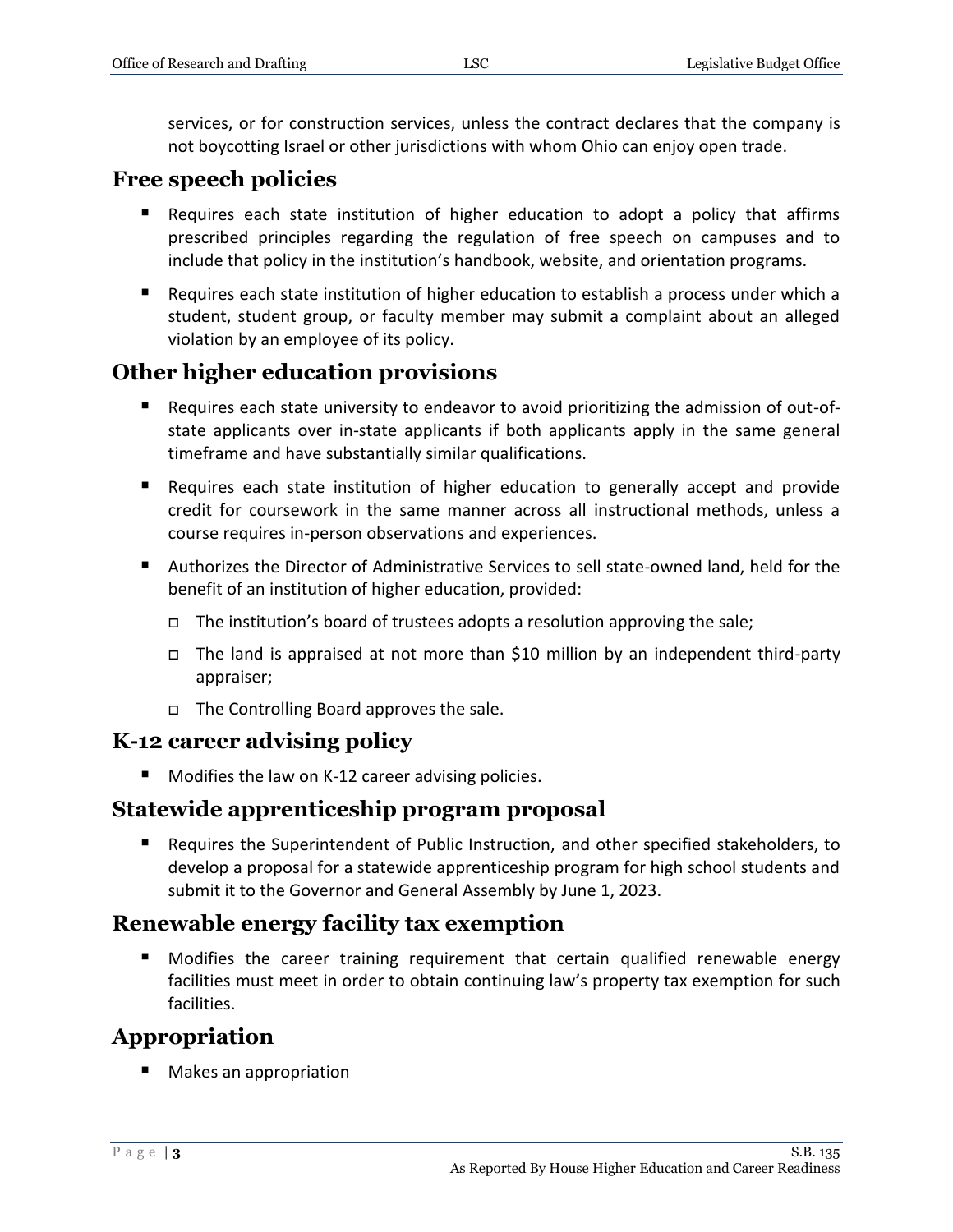services, or for construction services, unless the contract declares that the company is not boycotting Israel or other jurisdictions with whom Ohio can enjoy open trade.

## Free speech policies

- Requires each state institution of higher education to adopt a policy that affirms prescribed principles regarding the regulation of free speech on campuses and to include that policy in the institution's handbook, website, and orientation programs.
- Requires each state institution of higher education to establish a process under which a student, student group, or faculty member may submit a complaint about an alleged violation by an employee of its policy.

## Other higher education provisions

- Requires each state university to endeavor to avoid prioritizing the admission of out-of-state applicants over in-state applicants if both applicants apply in the same general timeframe and have substantially similar qualifications.
- Requires each state institution of higher education to generally accept and provide credit for coursework in the same manner across all instructional methods, unless a course requires in-person observations and experiences.
- Authorizes the Director of Administrative Services to sell state-owned land, held for the benefit of an institution of higher education, provided:
  - The institution's board of trustees adopts a resolution approving the sale;
  - The land is appraised at not more than $10 million by an independent third-party appraiser;
  - The Controlling Board approves the sale.

## K-12 career advising policy

- Modifies the law on K-12 career advising policies.

## Statewide apprenticeship program proposal

- Requires the Superintendent of Public Instruction, and other specified stakeholders, to develop a proposal for a statewide apprenticeship program for high school students and submit it to the Governor and General Assembly by June 1, 2023.

## Renewable energy facility tax exemption

- Modifies the career training requirement that certain qualified renewable energy facilities must meet in order to obtain continuing law's property tax exemption for such facilities.

## Appropriation

- Makes an appropriation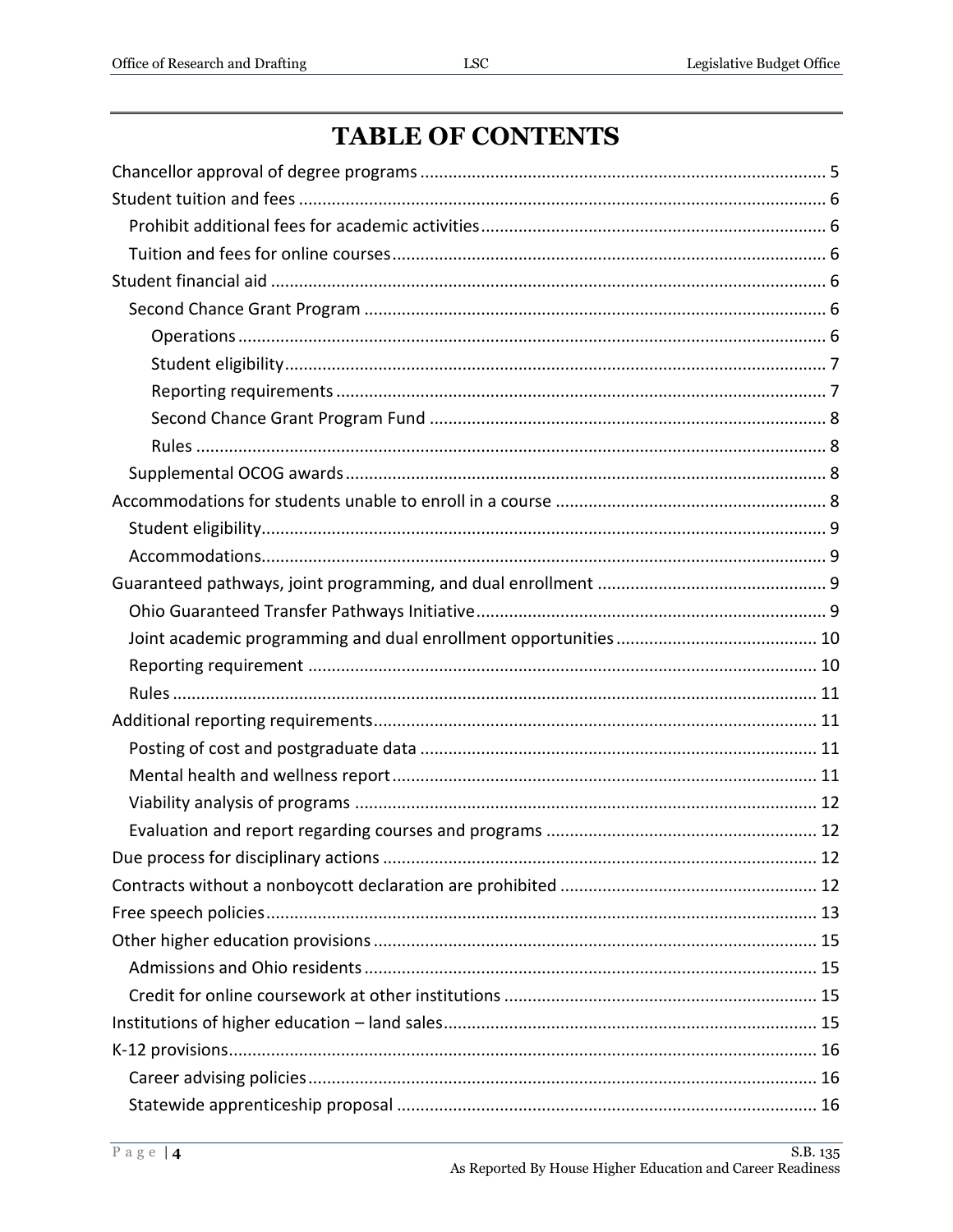# TABLE OF CONTENTS

Chancellor approval of degree programs ..................................................................................... 5

Student tuition and fees ................................................................................................................ 6

- Prohibit additional fees for academic activities ......................................................................... 6
- Tuition and fees for online courses ........................................................................................... 6

Student financial aid ...................................................................................................................... 6

- Second Chance Grant Program ................................................................................................. 6
  - Operations ............................................................................................................................ 6
  - Student eligibility .................................................................................................................. 7
  - Reporting requirements ....................................................................................................... 7
  - Second Chance Grant Program Fund .................................................................................... 8
  - Rules ..................................................................................................................................... 8
- Supplemental OCOG awards ..................................................................................................... 8

Accommodations for students unable to enroll in a course .......................................................... 8

- Student eligibility ....................................................................................................................... 9
- Accommodations ....................................................................................................................... 9

Guaranteed pathways, joint programming, and dual enrollment ................................................. 9

- Ohio Guaranteed Transfer Pathways Initiative .......................................................................... 9
- Joint academic programming and dual enrollment opportunities ........................................... 10
- Reporting requirement ............................................................................................................ 10
- Rules ......................................................................................................................................... 11

Additional reporting requirements .............................................................................................. 11

- Posting of cost and postgraduate data .................................................................................... 11
- Mental health and wellness report .......................................................................................... 11
- Viability analysis of programs ................................................................................................. 12
- Evaluation and report regarding courses and programs .......................................................... 12

Due process for disciplinary actions ............................................................................................ 12

Contracts without a nonboycott declaration are prohibited ....................................................... 12

Free speech policies ..................................................................................................................... 13

Other higher education provisions .............................................................................................. 15

- Admissions and Ohio residents ................................................................................................ 15
- Credit for online coursework at other institutions .................................................................. 15

Institutions of higher education – land sales ............................................................................... 15

K-12 provisions ............................................................................................................................. 16

- Career advising policies ............................................................................................................ 16
- Statewide apprenticeship proposal ......................................................................................... 16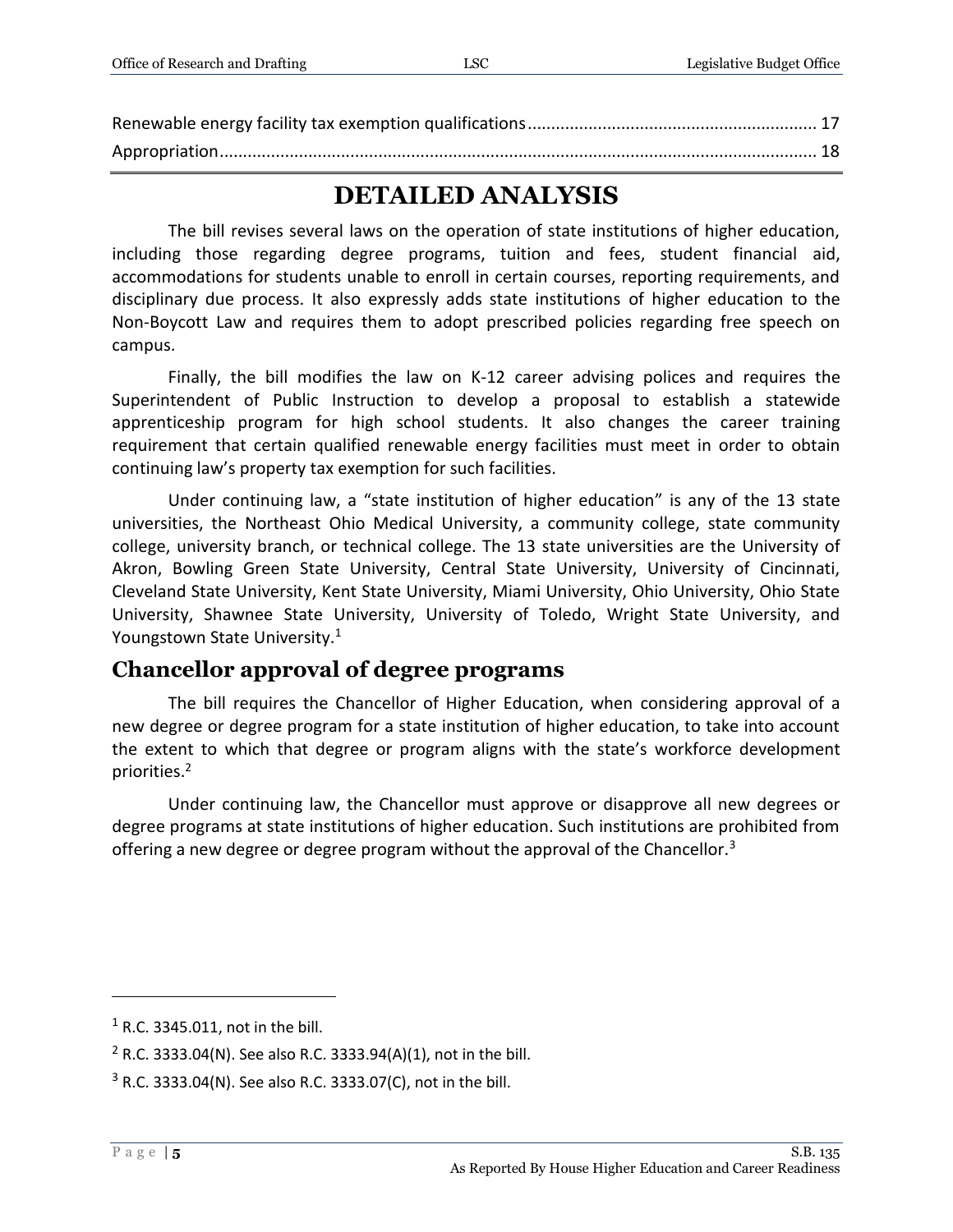Renewable energy facility tax exemption qualifications............................................................ 17
Appropriation.............................................................................................................................. 18

# DETAILED ANALYSIS

The bill revises several laws on the operation of state institutions of higher education, including those regarding degree programs, tuition and fees, student financial aid, accommodations for students unable to enroll in certain courses, reporting requirements, and disciplinary due process. It also expressly adds state institutions of higher education to the Non-Boycott Law and requires them to adopt prescribed policies regarding free speech on campus.

Finally, the bill modifies the law on K-12 career advising polices and requires the Superintendent of Public Instruction to develop a proposal to establish a statewide apprenticeship program for high school students. It also changes the career training requirement that certain qualified renewable energy facilities must meet in order to obtain continuing law's property tax exemption for such facilities.

Under continuing law, a "state institution of higher education" is any of the 13 state universities, the Northeast Ohio Medical University, a community college, state community college, university branch, or technical college. The 13 state universities are the University of Akron, Bowling Green State University, Central State University, University of Cincinnati, Cleveland State University, Kent State University, Miami University, Ohio University, Ohio State University, Shawnee State University, University of Toledo, Wright State University, and Youngstown State University.[1]

## Chancellor approval of degree programs

The bill requires the Chancellor of Higher Education, when considering approval of a new degree or degree program for a state institution of higher education, to take into account the extent to which that degree or program aligns with the state's workforce development priorities.[2]

Under continuing law, the Chancellor must approve or disapprove all new degrees or degree programs at state institutions of higher education. Such institutions are prohibited from offering a new degree or degree program without the approval of the Chancellor.[3]

---

[1] R.C. 3345.011, not in the bill.

[2] R.C. 3333.04(N). See also R.C. 3333.94(A)(1), not in the bill.

[3] R.C. 3333.04(N). See also R.C. 3333.07(C), not in the bill.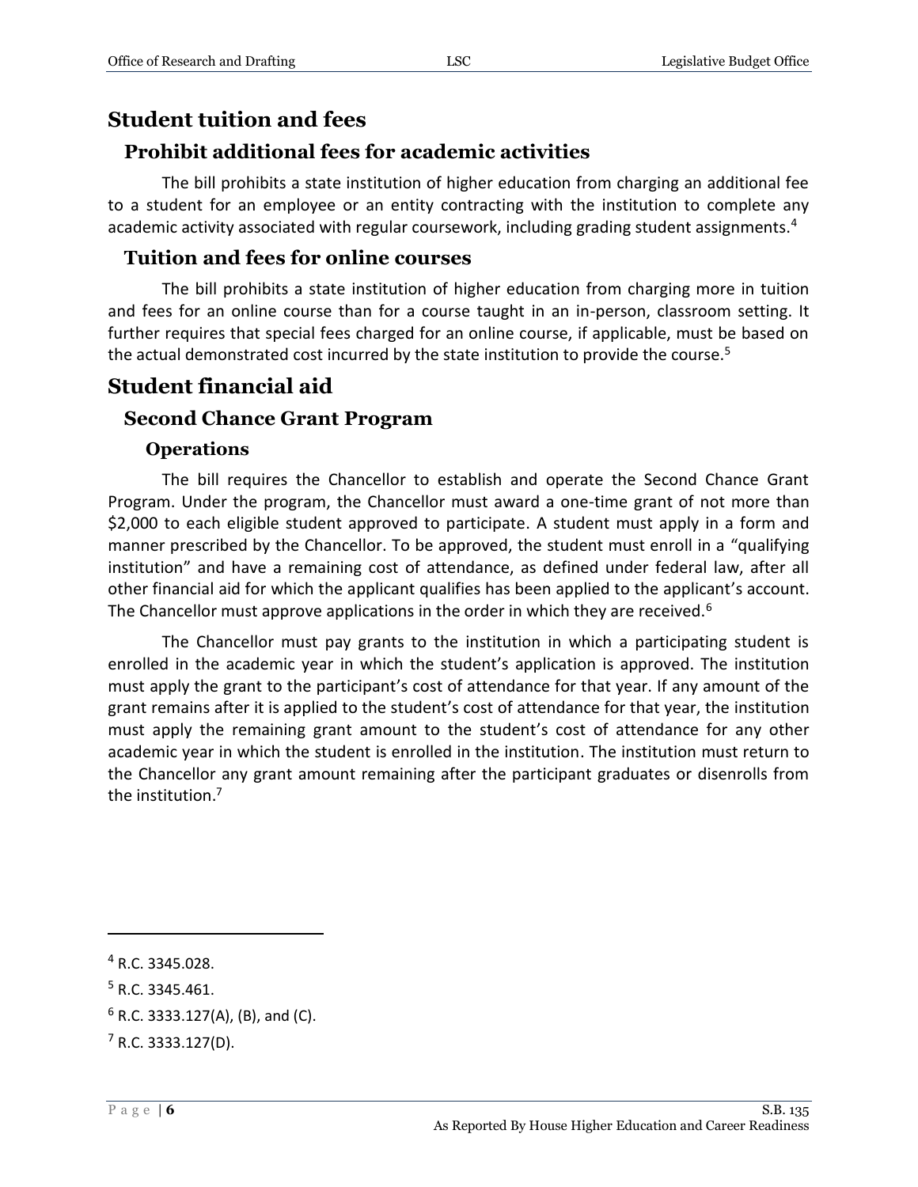# Student tuition and fees

## Prohibit additional fees for academic activities

The bill prohibits a state institution of higher education from charging an additional fee to a student for an employee or an entity contracting with the institution to complete any academic activity associated with regular coursework, including grading student assignments.[4]

## Tuition and fees for online courses

The bill prohibits a state institution of higher education from charging more in tuition and fees for an online course than for a course taught in an in-person, classroom setting. It further requires that special fees charged for an online course, if applicable, must be based on the actual demonstrated cost incurred by the state institution to provide the course.[5]

# Student financial aid

## Second Chance Grant Program

### Operations

The bill requires the Chancellor to establish and operate the Second Chance Grant Program. Under the program, the Chancellor must award a one-time grant of not more than $2,000 to each eligible student approved to participate. A student must apply in a form and manner prescribed by the Chancellor. To be approved, the student must enroll in a "qualifying institution" and have a remaining cost of attendance, as defined under federal law, after all other financial aid for which the applicant qualifies has been applied to the applicant's account. The Chancellor must approve applications in the order in which they are received.[6]

The Chancellor must pay grants to the institution in which a participating student is enrolled in the academic year in which the student's application is approved. The institution must apply the grant to the participant's cost of attendance for that year. If any amount of the grant remains after it is applied to the student's cost of attendance for that year, the institution must apply the remaining grant amount to the student's cost of attendance for any other academic year in which the student is enrolled in the institution. The institution must return to the Chancellor any grant amount remaining after the participant graduates or disenrolls from the institution.[7]

---

[4] R.C. 3345.028.

[5] R.C. 3345.461.

[6] R.C. 3333.127(A), (B), and (C).

[7] R.C. 3333.127(D).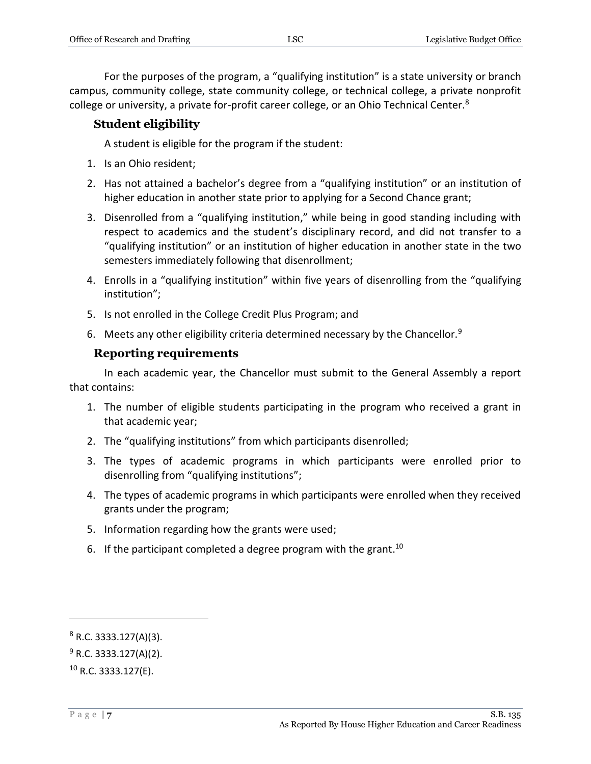For the purposes of the program, a "qualifying institution" is a state university or branch campus, community college, state community college, or technical college, a private nonprofit college or university, a private for-profit career college, or an Ohio Technical Center.[8]

### Student eligibility

A student is eligible for the program if the student:

1. Is an Ohio resident;
2. Has not attained a bachelor's degree from a "qualifying institution" or an institution of higher education in another state prior to applying for a Second Chance grant;
3. Disenrolled from a "qualifying institution," while being in good standing including with respect to academics and the student's disciplinary record, and did not transfer to a "qualifying institution" or an institution of higher education in another state in the two semesters immediately following that disenrollment;
4. Enrolls in a "qualifying institution" within five years of disenrolling from the "qualifying institution";
5. Is not enrolled in the College Credit Plus Program; and
6. Meets any other eligibility criteria determined necessary by the Chancellor.[9]

### Reporting requirements

In each academic year, the Chancellor must submit to the General Assembly a report that contains:

1. The number of eligible students participating in the program who received a grant in that academic year;
2. The "qualifying institutions" from which participants disenrolled;
3. The types of academic programs in which participants were enrolled prior to disenrolling from "qualifying institutions";
4. The types of academic programs in which participants were enrolled when they received grants under the program;
5. Information regarding how the grants were used;
6. If the participant completed a degree program with the grant.[10]

---

[8] R.C. 3333.127(A)(3).

[9] R.C. 3333.127(A)(2).

[10] R.C. 3333.127(E).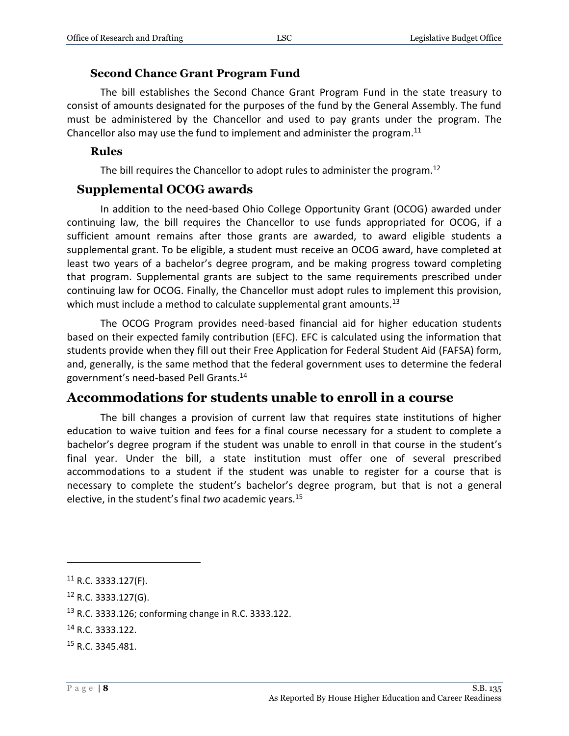### Second Chance Grant Program Fund

The bill establishes the Second Chance Grant Program Fund in the state treasury to consist of amounts designated for the purposes of the fund by the General Assembly. The fund must be administered by the Chancellor and used to pay grants under the program. The Chancellor also may use the fund to implement and administer the program.[11]

### Rules

The bill requires the Chancellor to adopt rules to administer the program.[12]

## Supplemental OCOG awards

In addition to the need-based Ohio College Opportunity Grant (OCOG) awarded under continuing law, the bill requires the Chancellor to use funds appropriated for OCOG, if a sufficient amount remains after those grants are awarded, to award eligible students a supplemental grant. To be eligible, a student must receive an OCOG award, have completed at least two years of a bachelor's degree program, and be making progress toward completing that program. Supplemental grants are subject to the same requirements prescribed under continuing law for OCOG. Finally, the Chancellor must adopt rules to implement this provision, which must include a method to calculate supplemental grant amounts.[13]

The OCOG Program provides need-based financial aid for higher education students based on their expected family contribution (EFC). EFC is calculated using the information that students provide when they fill out their Free Application for Federal Student Aid (FAFSA) form, and, generally, is the same method that the federal government uses to determine the federal government's need-based Pell Grants.[14]

# Accommodations for students unable to enroll in a course

The bill changes a provision of current law that requires state institutions of higher education to waive tuition and fees for a final course necessary for a student to complete a bachelor's degree program if the student was unable to enroll in that course in the student's final year. Under the bill, a state institution must offer one of several prescribed accommodations to a student if the student was unable to register for a course that is necessary to complete the student's bachelor's degree program, but that is not a general elective, in the student's final *two* academic years.[15]

---

[11] R.C. 3333.127(F).

[12] R.C. 3333.127(G).

[13] R.C. 3333.126; conforming change in R.C. 3333.122.

[14] R.C. 3333.122.

[15] R.C. 3345.481.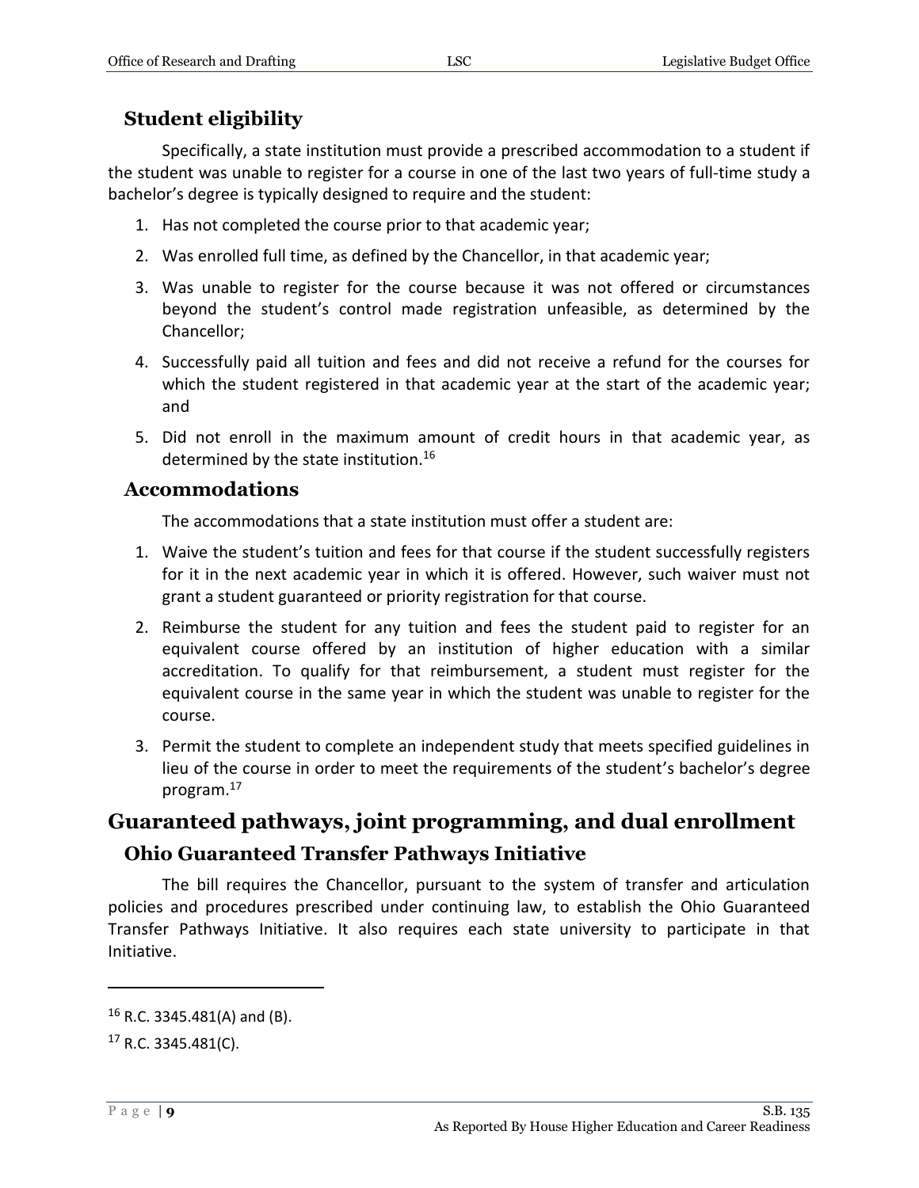### Student eligibility

Specifically, a state institution must provide a prescribed accommodation to a student if the student was unable to register for a course in one of the last two years of full-time study a bachelor's degree is typically designed to require and the student:

1. Has not completed the course prior to that academic year;
2. Was enrolled full time, as defined by the Chancellor, in that academic year;
3. Was unable to register for the course because it was not offered or circumstances beyond the student's control made registration unfeasible, as determined by the Chancellor;
4. Successfully paid all tuition and fees and did not receive a refund for the courses for which the student registered in that academic year at the start of the academic year; and
5. Did not enroll in the maximum amount of credit hours in that academic year, as determined by the state institution.[16]

### Accommodations

The accommodations that a state institution must offer a student are:

1. Waive the student's tuition and fees for that course if the student successfully registers for it in the next academic year in which it is offered. However, such waiver must not grant a student guaranteed or priority registration for that course.
2. Reimburse the student for any tuition and fees the student paid to register for an equivalent course offered by an institution of higher education with a similar accreditation. To qualify for that reimbursement, a student must register for the equivalent course in the same year in which the student was unable to register for the course.
3. Permit the student to complete an independent study that meets specified guidelines in lieu of the course in order to meet the requirements of the student's bachelor's degree program.[17]

## Guaranteed pathways, joint programming, and dual enrollment

### Ohio Guaranteed Transfer Pathways Initiative

The bill requires the Chancellor, pursuant to the system of transfer and articulation policies and procedures prescribed under continuing law, to establish the Ohio Guaranteed Transfer Pathways Initiative. It also requires each state university to participate in that Initiative.

---

[16] R.C. 3345.481(A) and (B).

[17] R.C. 3345.481(C).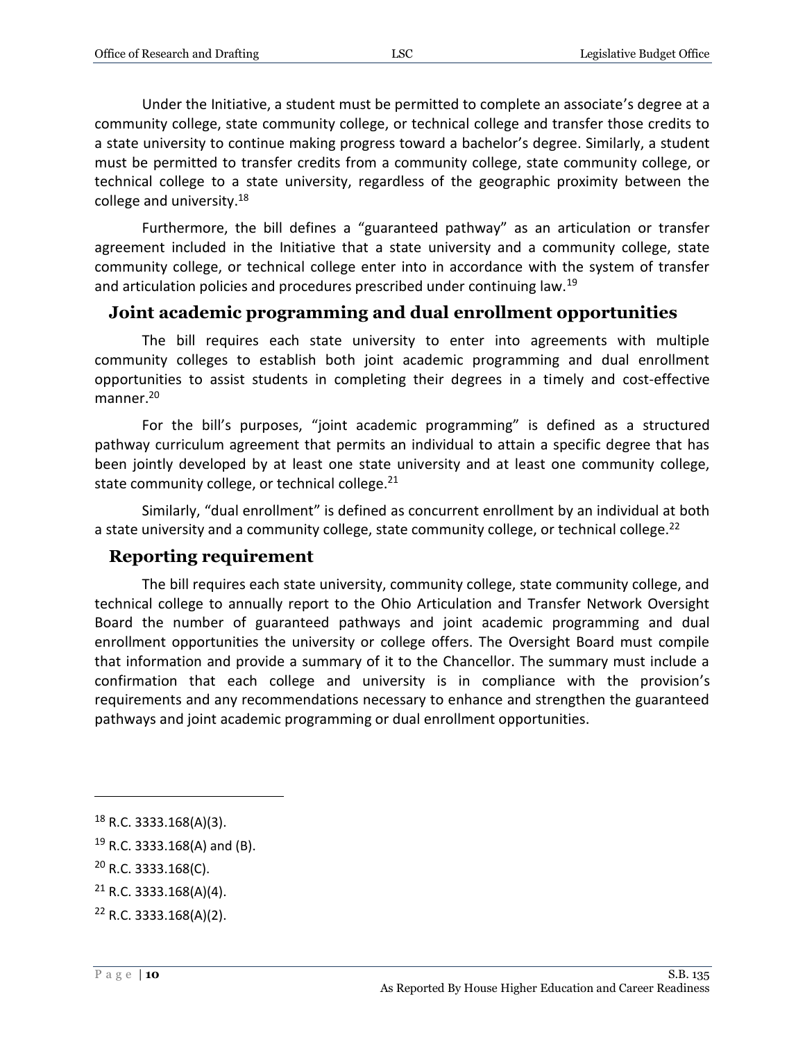Under the Initiative, a student must be permitted to complete an associate's degree at a community college, state community college, or technical college and transfer those credits to a state university to continue making progress toward a bachelor's degree. Similarly, a student must be permitted to transfer credits from a community college, state community college, or technical college to a state university, regardless of the geographic proximity between the college and university.[18]

Furthermore, the bill defines a "guaranteed pathway" as an articulation or transfer agreement included in the Initiative that a state university and a community college, state community college, or technical college enter into in accordance with the system of transfer and articulation policies and procedures prescribed under continuing law.[19]

## Joint academic programming and dual enrollment opportunities

The bill requires each state university to enter into agreements with multiple community colleges to establish both joint academic programming and dual enrollment opportunities to assist students in completing their degrees in a timely and cost-effective manner.[20]

For the bill's purposes, "joint academic programming" is defined as a structured pathway curriculum agreement that permits an individual to attain a specific degree that has been jointly developed by at least one state university and at least one community college, state community college, or technical college.[21]

Similarly, "dual enrollment" is defined as concurrent enrollment by an individual at both a state university and a community college, state community college, or technical college.[22]

## Reporting requirement

The bill requires each state university, community college, state community college, and technical college to annually report to the Ohio Articulation and Transfer Network Oversight Board the number of guaranteed pathways and joint academic programming and dual enrollment opportunities the university or college offers. The Oversight Board must compile that information and provide a summary of it to the Chancellor. The summary must include a confirmation that each college and university is in compliance with the provision's requirements and any recommendations necessary to enhance and strengthen the guaranteed pathways and joint academic programming or dual enrollment opportunities.

---

[18] R.C. 3333.168(A)(3).

[19] R.C. 3333.168(A) and (B).

[20] R.C. 3333.168(C).

[21] R.C. 3333.168(A)(4).

[22] R.C. 3333.168(A)(2).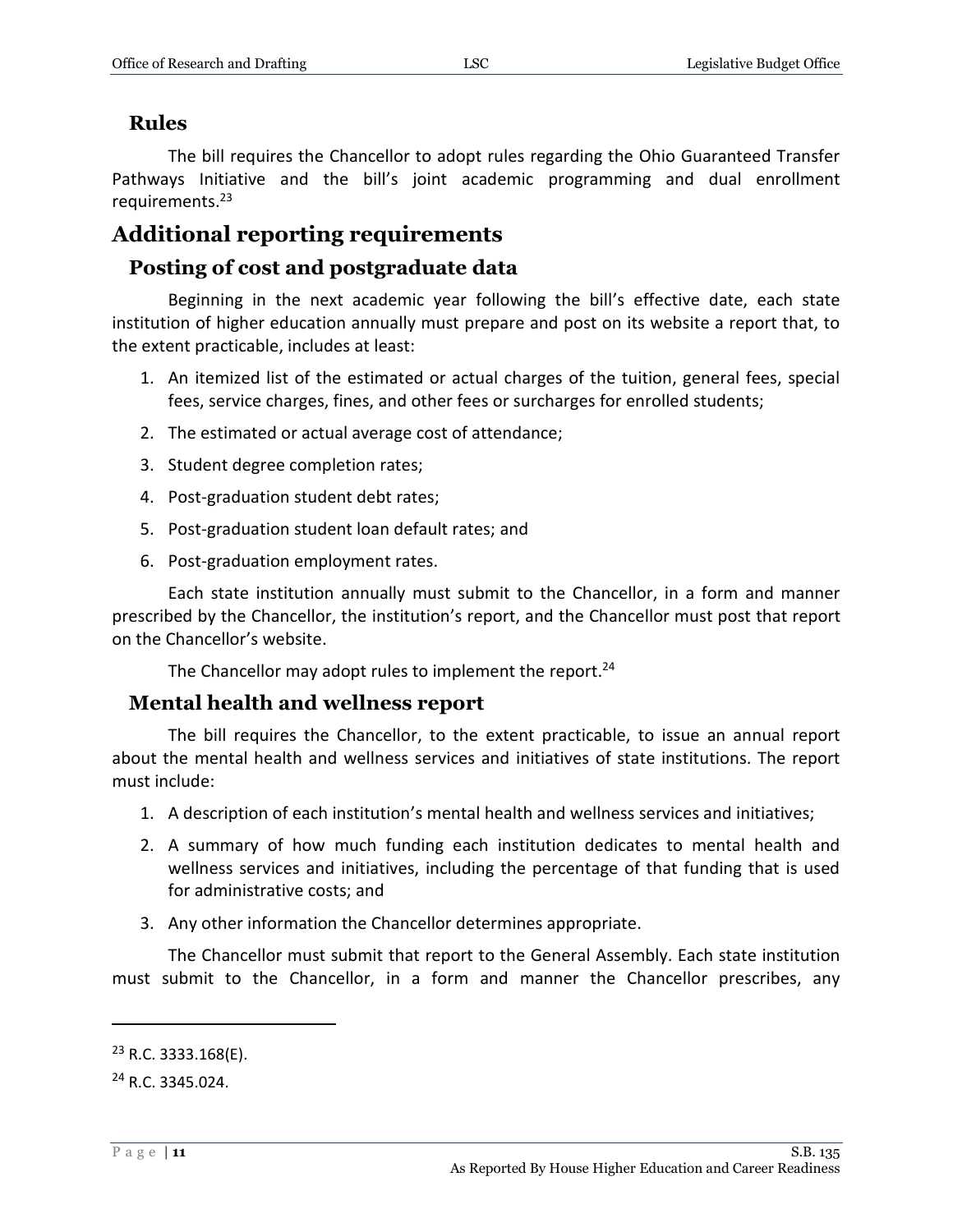### Rules

The bill requires the Chancellor to adopt rules regarding the Ohio Guaranteed Transfer Pathways Initiative and the bill's joint academic programming and dual enrollment requirements.[23]

## Additional reporting requirements

### Posting of cost and postgraduate data

Beginning in the next academic year following the bill's effective date, each state institution of higher education annually must prepare and post on its website a report that, to the extent practicable, includes at least:

1. An itemized list of the estimated or actual charges of the tuition, general fees, special fees, service charges, fines, and other fees or surcharges for enrolled students;
2. The estimated or actual average cost of attendance;
3. Student degree completion rates;
4. Post-graduation student debt rates;
5. Post-graduation student loan default rates; and
6. Post-graduation employment rates.

Each state institution annually must submit to the Chancellor, in a form and manner prescribed by the Chancellor, the institution's report, and the Chancellor must post that report on the Chancellor's website.

The Chancellor may adopt rules to implement the report.[24]

### Mental health and wellness report

The bill requires the Chancellor, to the extent practicable, to issue an annual report about the mental health and wellness services and initiatives of state institutions. The report must include:

1. A description of each institution's mental health and wellness services and initiatives;
2. A summary of how much funding each institution dedicates to mental health and wellness services and initiatives, including the percentage of that funding that is used for administrative costs; and
3. Any other information the Chancellor determines appropriate.

The Chancellor must submit that report to the General Assembly. Each state institution must submit to the Chancellor, in a form and manner the Chancellor prescribes, any

---

[23] R.C. 3333.168(E).

[24] R.C. 3345.024.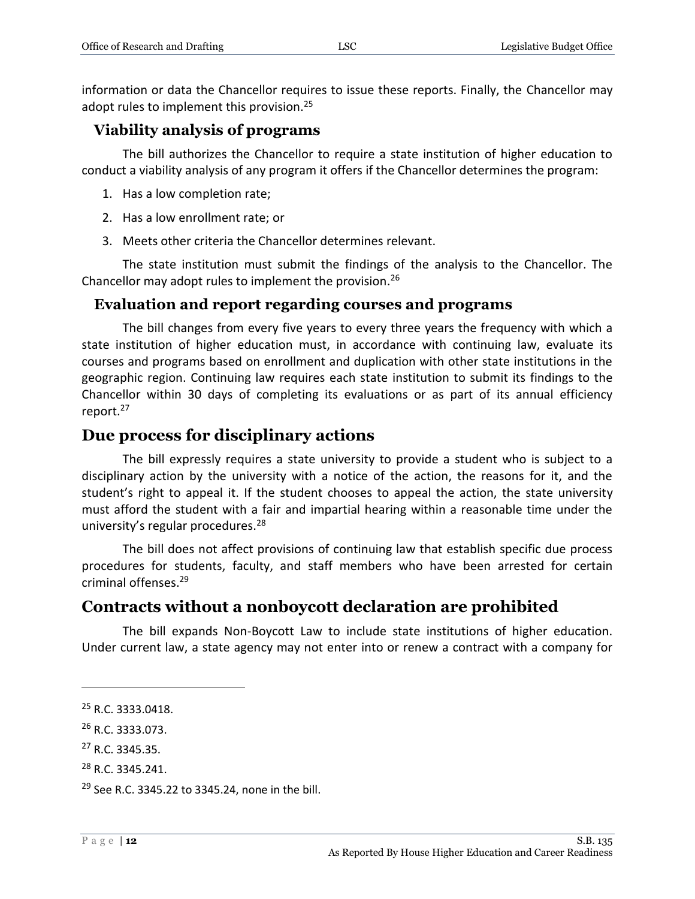information or data the Chancellor requires to issue these reports. Finally, the Chancellor may adopt rules to implement this provision.[25]

### Viability analysis of programs

The bill authorizes the Chancellor to require a state institution of higher education to conduct a viability analysis of any program it offers if the Chancellor determines the program:

1. Has a low completion rate;
2. Has a low enrollment rate; or
3. Meets other criteria the Chancellor determines relevant.

The state institution must submit the findings of the analysis to the Chancellor. The Chancellor may adopt rules to implement the provision.[26]

### Evaluation and report regarding courses and programs

The bill changes from every five years to every three years the frequency with which a state institution of higher education must, in accordance with continuing law, evaluate its courses and programs based on enrollment and duplication with other state institutions in the geographic region. Continuing law requires each state institution to submit its findings to the Chancellor within 30 days of completing its evaluations or as part of its annual efficiency report.[27]

## Due process for disciplinary actions

The bill expressly requires a state university to provide a student who is subject to a disciplinary action by the university with a notice of the action, the reasons for it, and the student's right to appeal it. If the student chooses to appeal the action, the state university must afford the student with a fair and impartial hearing within a reasonable time under the university's regular procedures.[28]

The bill does not affect provisions of continuing law that establish specific due process procedures for students, faculty, and staff members who have been arrested for certain criminal offenses.[29]

## Contracts without a nonboycott declaration are prohibited

The bill expands Non-Boycott Law to include state institutions of higher education. Under current law, a state agency may not enter into or renew a contract with a company for

---

[25] R.C. 3333.0418.

[26] R.C. 3333.073.

[27] R.C. 3345.35.

[28] R.C. 3345.241.

[29] See R.C. 3345.22 to 3345.24, none in the bill.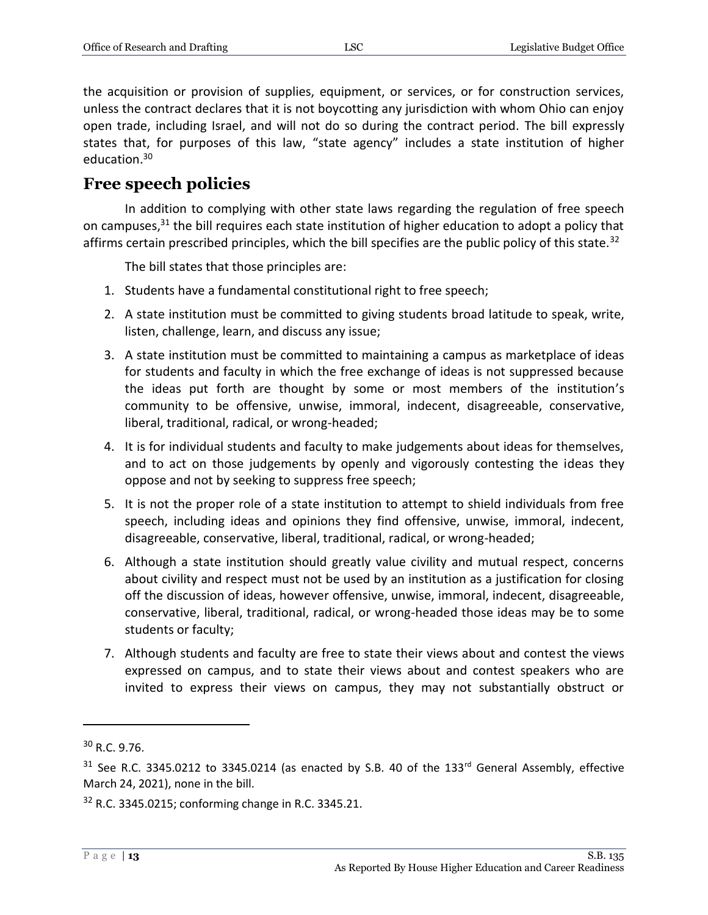the acquisition or provision of supplies, equipment, or services, or for construction services, unless the contract declares that it is not boycotting any jurisdiction with whom Ohio can enjoy open trade, including Israel, and will not do so during the contract period. The bill expressly states that, for purposes of this law, "state agency" includes a state institution of higher education.[30]

## Free speech policies

In addition to complying with other state laws regarding the regulation of free speech on campuses,[31] the bill requires each state institution of higher education to adopt a policy that affirms certain prescribed principles, which the bill specifies are the public policy of this state.[32]

The bill states that those principles are:

1. Students have a fundamental constitutional right to free speech;
2. A state institution must be committed to giving students broad latitude to speak, write, listen, challenge, learn, and discuss any issue;
3. A state institution must be committed to maintaining a campus as marketplace of ideas for students and faculty in which the free exchange of ideas is not suppressed because the ideas put forth are thought by some or most members of the institution's community to be offensive, unwise, immoral, indecent, disagreeable, conservative, liberal, traditional, radical, or wrong-headed;
4. It is for individual students and faculty to make judgements about ideas for themselves, and to act on those judgements by openly and vigorously contesting the ideas they oppose and not by seeking to suppress free speech;
5. It is not the proper role of a state institution to attempt to shield individuals from free speech, including ideas and opinions they find offensive, unwise, immoral, indecent, disagreeable, conservative, liberal, traditional, radical, or wrong-headed;
6. Although a state institution should greatly value civility and mutual respect, concerns about civility and respect must not be used by an institution as a justification for closing off the discussion of ideas, however offensive, unwise, immoral, indecent, disagreeable, conservative, liberal, traditional, radical, or wrong-headed those ideas may be to some students or faculty;
7. Although students and faculty are free to state their views about and contest the views expressed on campus, and to state their views about and contest speakers who are invited to express their views on campus, they may not substantially obstruct or

---

[30] R.C. 9.76.

[31] See R.C. 3345.0212 to 3345.0214 (as enacted by S.B. 40 of the 133rd General Assembly, effective March 24, 2021), none in the bill.

[32] R.C. 3345.0215; conforming change in R.C. 3345.21.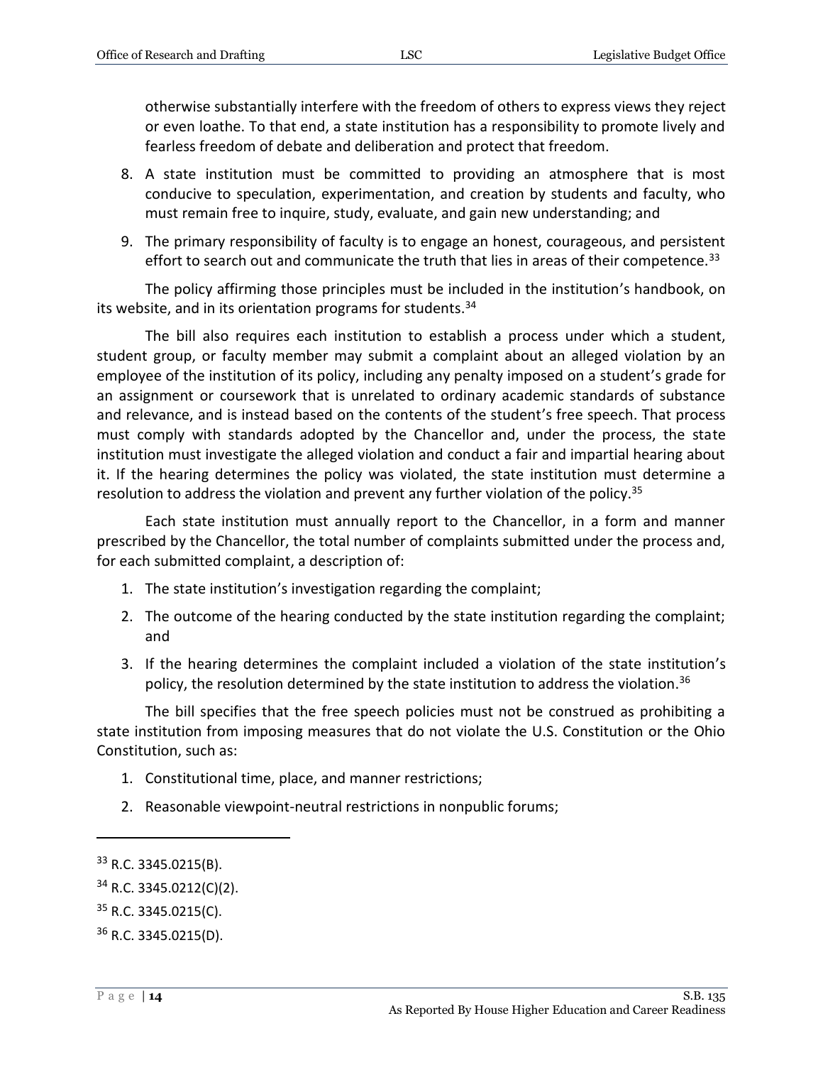otherwise substantially interfere with the freedom of others to express views they reject or even loathe. To that end, a state institution has a responsibility to promote lively and fearless freedom of debate and deliberation and protect that freedom.

8. A state institution must be committed to providing an atmosphere that is most conducive to speculation, experimentation, and creation by students and faculty, who must remain free to inquire, study, evaluate, and gain new understanding; and
9. The primary responsibility of faculty is to engage an honest, courageous, and persistent effort to search out and communicate the truth that lies in areas of their competence.[33]

The policy affirming those principles must be included in the institution's handbook, on its website, and in its orientation programs for students.[34]

The bill also requires each institution to establish a process under which a student, student group, or faculty member may submit a complaint about an alleged violation by an employee of the institution of its policy, including any penalty imposed on a student's grade for an assignment or coursework that is unrelated to ordinary academic standards of substance and relevance, and is instead based on the contents of the student's free speech. That process must comply with standards adopted by the Chancellor and, under the process, the state institution must investigate the alleged violation and conduct a fair and impartial hearing about it. If the hearing determines the policy was violated, the state institution must determine a resolution to address the violation and prevent any further violation of the policy.[35]

Each state institution must annually report to the Chancellor, in a form and manner prescribed by the Chancellor, the total number of complaints submitted under the process and, for each submitted complaint, a description of:

1. The state institution's investigation regarding the complaint;
2. The outcome of the hearing conducted by the state institution regarding the complaint; and
3. If the hearing determines the complaint included a violation of the state institution's policy, the resolution determined by the state institution to address the violation.[36]

The bill specifies that the free speech policies must not be construed as prohibiting a state institution from imposing measures that do not violate the U.S. Constitution or the Ohio Constitution, such as:

1. Constitutional time, place, and manner restrictions;
2. Reasonable viewpoint-neutral restrictions in nonpublic forums;

---

[33] R.C. 3345.0215(B).

[34] R.C. 3345.0212(C)(2).

[35] R.C. 3345.0215(C).

[36] R.C. 3345.0215(D).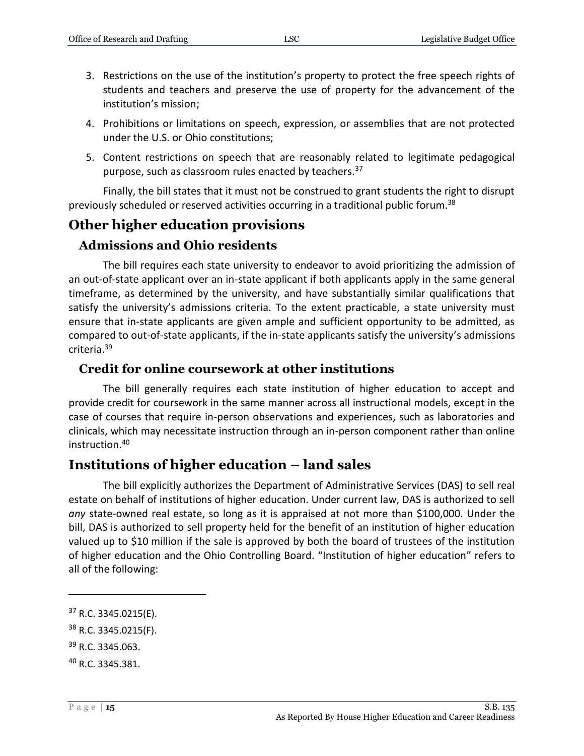3. Restrictions on the use of the institution's property to protect the free speech rights of students and teachers and preserve the use of property for the advancement of the institution's mission;
4. Prohibitions or limitations on speech, expression, or assemblies that are not protected under the U.S. or Ohio constitutions;
5. Content restrictions on speech that are reasonably related to legitimate pedagogical purpose, such as classroom rules enacted by teachers.[37]

Finally, the bill states that it must not be construed to grant students the right to disrupt previously scheduled or reserved activities occurring in a traditional public forum.[38]

## Other higher education provisions

### Admissions and Ohio residents

The bill requires each state university to endeavor to avoid prioritizing the admission of an out-of-state applicant over an in-state applicant if both applicants apply in the same general timeframe, as determined by the university, and have substantially similar qualifications that satisfy the university's admissions criteria. To the extent practicable, a state university must ensure that in-state applicants are given ample and sufficient opportunity to be admitted, as compared to out-of-state applicants, if the in-state applicants satisfy the university's admissions criteria.[39]

### Credit for online coursework at other institutions

The bill generally requires each state institution of higher education to accept and provide credit for coursework in the same manner across all instructional models, except in the case of courses that require in-person observations and experiences, such as laboratories and clinicals, which may necessitate instruction through an in-person component rather than online instruction.[40]

## Institutions of higher education – land sales

The bill explicitly authorizes the Department of Administrative Services (DAS) to sell real estate on behalf of institutions of higher education. Under current law, DAS is authorized to sell *any* state-owned real estate, so long as it is appraised at not more than $100,000. Under the bill, DAS is authorized to sell property held for the benefit of an institution of higher education valued up to $10 million if the sale is approved by both the board of trustees of the institution of higher education and the Ohio Controlling Board. "Institution of higher education" refers to all of the following:

---

[37] R.C. 3345.0215(E).

[38] R.C. 3345.0215(F).

[39] R.C. 3345.063.

[40] R.C. 3345.381.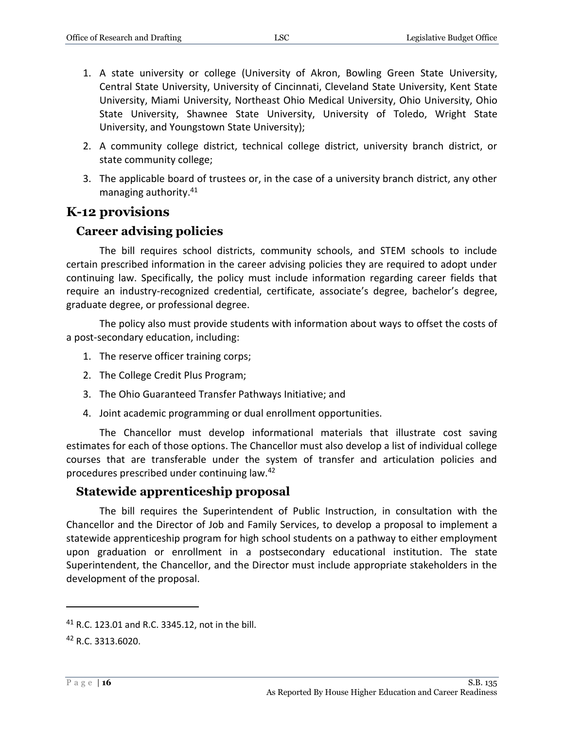1. A state university or college (University of Akron, Bowling Green State University, Central State University, University of Cincinnati, Cleveland State University, Kent State University, Miami University, Northeast Ohio Medical University, Ohio University, Ohio State University, Shawnee State University, University of Toledo, Wright State University, and Youngstown State University);
2. A community college district, technical college district, university branch district, or state community college;
3. The applicable board of trustees or, in the case of a university branch district, any other managing authority.[41]

## K-12 provisions

### Career advising policies

The bill requires school districts, community schools, and STEM schools to include certain prescribed information in the career advising policies they are required to adopt under continuing law. Specifically, the policy must include information regarding career fields that require an industry-recognized credential, certificate, associate's degree, bachelor's degree, graduate degree, or professional degree.

The policy also must provide students with information about ways to offset the costs of a post-secondary education, including:

1. The reserve officer training corps;
2. The College Credit Plus Program;
3. The Ohio Guaranteed Transfer Pathways Initiative; and
4. Joint academic programming or dual enrollment opportunities.

The Chancellor must develop informational materials that illustrate cost saving estimates for each of those options. The Chancellor must also develop a list of individual college courses that are transferable under the system of transfer and articulation policies and procedures prescribed under continuing law.[42]

### Statewide apprenticeship proposal

The bill requires the Superintendent of Public Instruction, in consultation with the Chancellor and the Director of Job and Family Services, to develop a proposal to implement a statewide apprenticeship program for high school students on a pathway to either employment upon graduation or enrollment in a postsecondary educational institution. The state Superintendent, the Chancellor, and the Director must include appropriate stakeholders in the development of the proposal.

---

[41] R.C. 123.01 and R.C. 3345.12, not in the bill.

[42] R.C. 3313.6020.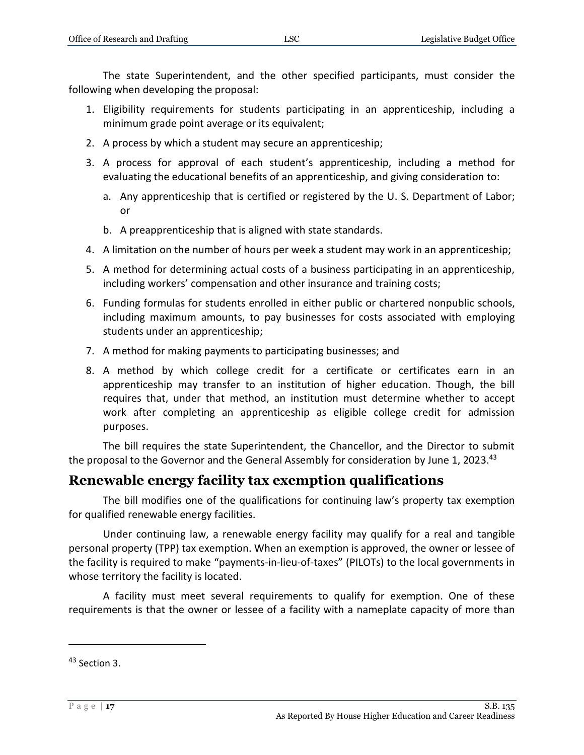The state Superintendent, and the other specified participants, must consider the following when developing the proposal:

1. Eligibility requirements for students participating in an apprenticeship, including a minimum grade point average or its equivalent;
2. A process by which a student may secure an apprenticeship;
3. A process for approval of each student's apprenticeship, including a method for evaluating the educational benefits of an apprenticeship, and giving consideration to:
    a. Any apprenticeship that is certified or registered by the U. S. Department of Labor; or
    b. A preapprenticeship that is aligned with state standards.
4. A limitation on the number of hours per week a student may work in an apprenticeship;
5. A method for determining actual costs of a business participating in an apprenticeship, including workers' compensation and other insurance and training costs;
6. Funding formulas for students enrolled in either public or chartered nonpublic schools, including maximum amounts, to pay businesses for costs associated with employing students under an apprenticeship;
7. A method for making payments to participating businesses; and
8. A method by which college credit for a certificate or certificates earn in an apprenticeship may transfer to an institution of higher education. Though, the bill requires that, under that method, an institution must determine whether to accept work after completing an apprenticeship as eligible college credit for admission purposes.

The bill requires the state Superintendent, the Chancellor, and the Director to submit the proposal to the Governor and the General Assembly for consideration by June 1, 2023.[43]

## Renewable energy facility tax exemption qualifications

The bill modifies one of the qualifications for continuing law's property tax exemption for qualified renewable energy facilities.

Under continuing law, a renewable energy facility may qualify for a real and tangible personal property (TPP) tax exemption. When an exemption is approved, the owner or lessee of the facility is required to make "payments-in-lieu-of-taxes" (PILOTs) to the local governments in whose territory the facility is located.

A facility must meet several requirements to qualify for exemption. One of these requirements is that the owner or lessee of a facility with a nameplate capacity of more than

---

[43] Section 3.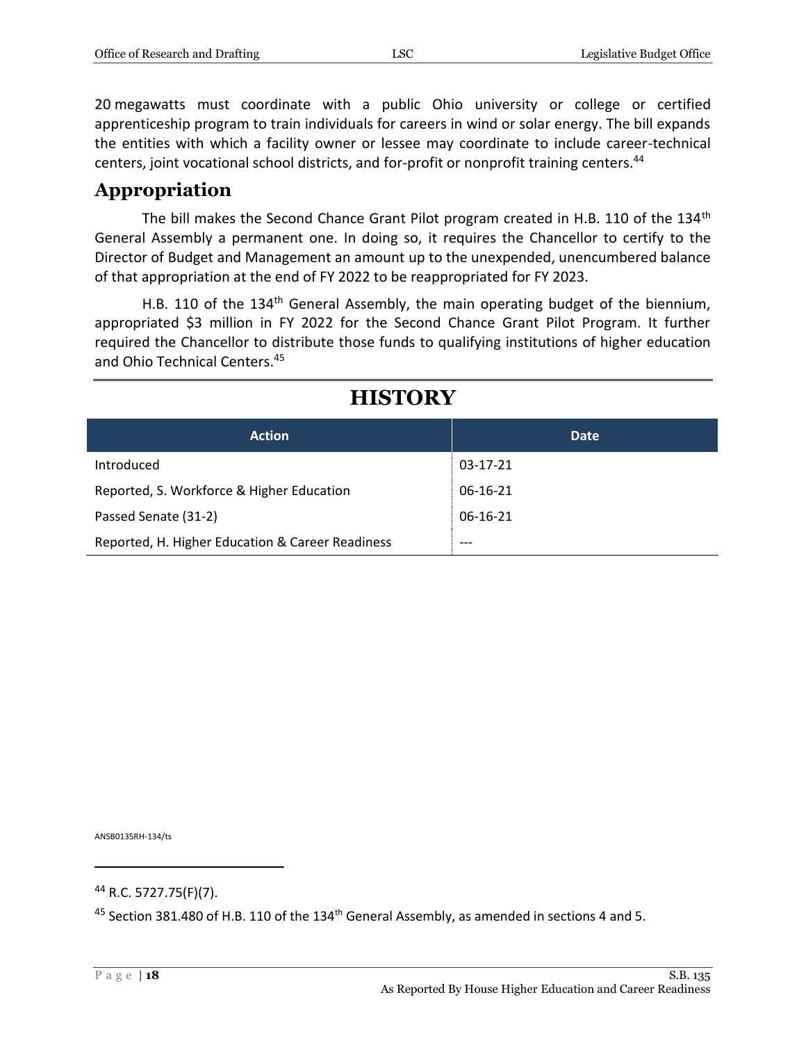20 megawatts must coordinate with a public Ohio university or college or certified apprenticeship program to train individuals for careers in wind or solar energy. The bill expands the entities with which a facility owner or lessee may coordinate to include career-technical centers, joint vocational school districts, and for-profit or nonprofit training centers.[44]

## Appropriation

The bill makes the Second Chance Grant Pilot program created in H.B. 110 of the 134th General Assembly a permanent one. In doing so, it requires the Chancellor to certify to the Director of Budget and Management an amount up to the unexpended, unencumbered balance of that appropriation at the end of FY 2022 to be reappropriated for FY 2023.

H.B. 110 of the 134th General Assembly, the main operating budget of the biennium, appropriated $3 million in FY 2022 for the Second Chance Grant Pilot Program. It further required the Chancellor to distribute those funds to qualifying institutions of higher education and Ohio Technical Centers.[45]

# HISTORY

| Action | Date |
|---|---|
| Introduced | 03-17-21 |
| Reported, S. Workforce & Higher Education | 06-16-21 |
| Passed Senate (31-2) | 06-16-21 |
| Reported, H. Higher Education & Career Readiness | --- |

ANSB0135RH-134/ts

[44] R.C. 5727.75(F)(7).

[45] Section 381.480 of H.B. 110 of the 134th General Assembly, as amended in sections 4 and 5.